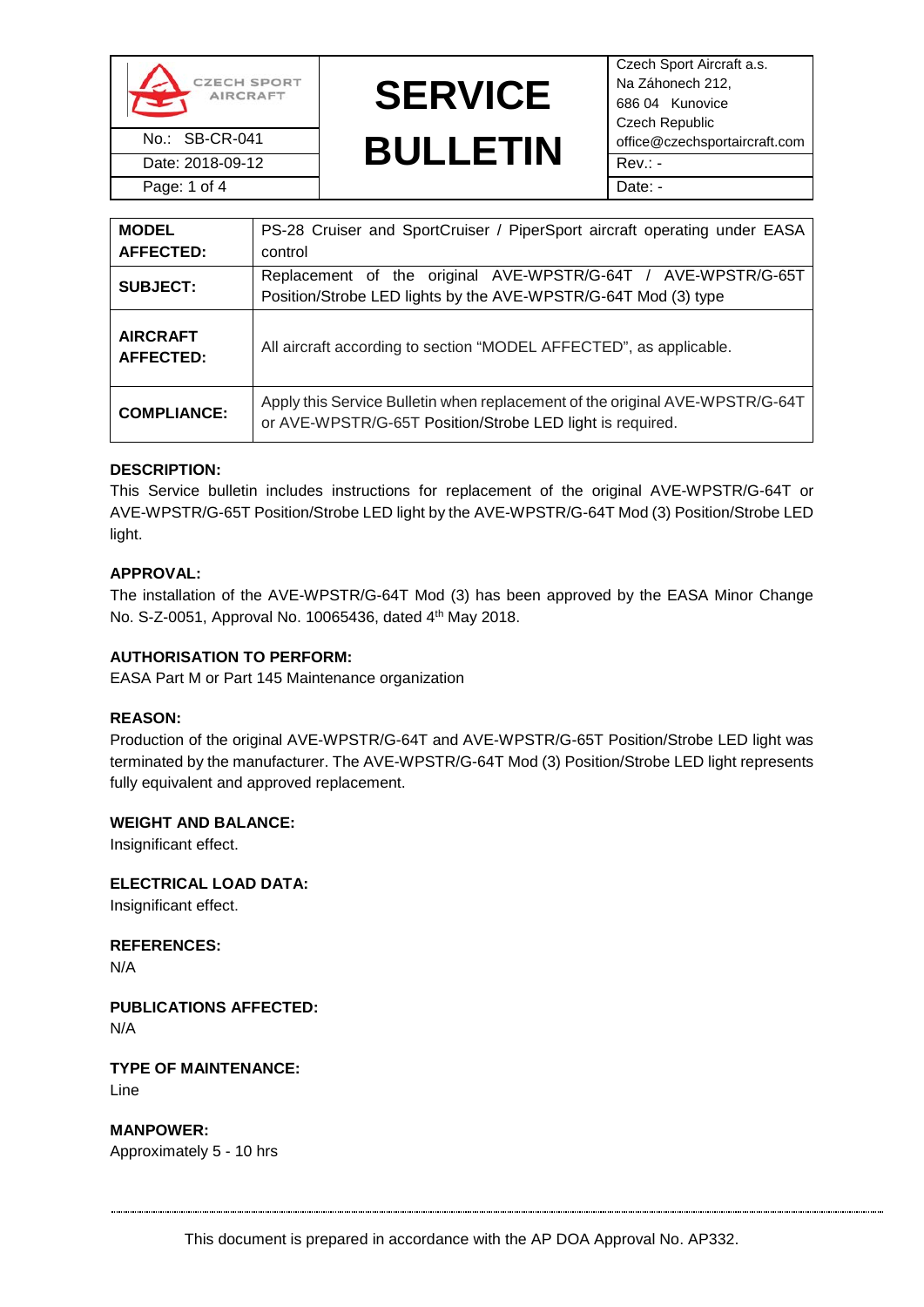| CZECH SPORT AIRCRAFT | SERVICE BULLETIN | Czech Sport Aircraft a.s. Na Záhonech 212, 686 04 Kunovice Czech Republic office@czechsportaircraft.com |
|---|---|---|
| No.: SB-CR-041 | | |
| Date: 2018-09-12 | | Rev.: - |
| Page: 1 of 4 | | Date: - |

| **MODEL AFFECTED:** | PS-28 Cruiser and SportCruiser / PiperSport aircraft operating under EASA control |
|---|---|
| **SUBJECT:** | Replacement of the original AVE-WPSTR/G-64T / AVE-WPSTR/G-65T Position/Strobe LED lights by the AVE-WPSTR/G-64T Mod (3) type |
| **AIRCRAFT AFFECTED:** | All aircraft according to section "MODEL AFFECTED", as applicable. |
| **COMPLIANCE:** | Apply this Service Bulletin when replacement of the original AVE-WPSTR/G-64T or AVE-WPSTR/G-65T Position/Strobe LED light is required. |

**DESCRIPTION:**
This Service bulletin includes instructions for replacement of the original AVE-WPSTR/G-64T or AVE-WPSTR/G-65T Position/Strobe LED light by the AVE-WPSTR/G-64T Mod (3) Position/Strobe LED light.

**APPROVAL:**
The installation of the AVE-WPSTR/G-64T Mod (3) has been approved by the EASA Minor Change No. S-Z-0051, Approval No. 10065436, dated 4th May 2018.

**AUTHORISATION TO PERFORM:**
EASA Part M or Part 145 Maintenance organization

**REASON:**
Production of the original AVE-WPSTR/G-64T and AVE-WPSTR/G-65T Position/Strobe LED light was terminated by the manufacturer. The AVE-WPSTR/G-64T Mod (3) Position/Strobe LED light represents fully equivalent and approved replacement.

**WEIGHT AND BALANCE:**
Insignificant effect.

**ELECTRICAL LOAD DATA:**
Insignificant effect.

**REFERENCES:**
N/A

**PUBLICATIONS AFFECTED:**
N/A

**TYPE OF MAINTENANCE:**
Line

**MANPOWER:**
Approximately 5 - 10 hrs

This document is prepared in accordance with the AP DOA Approval No. AP332.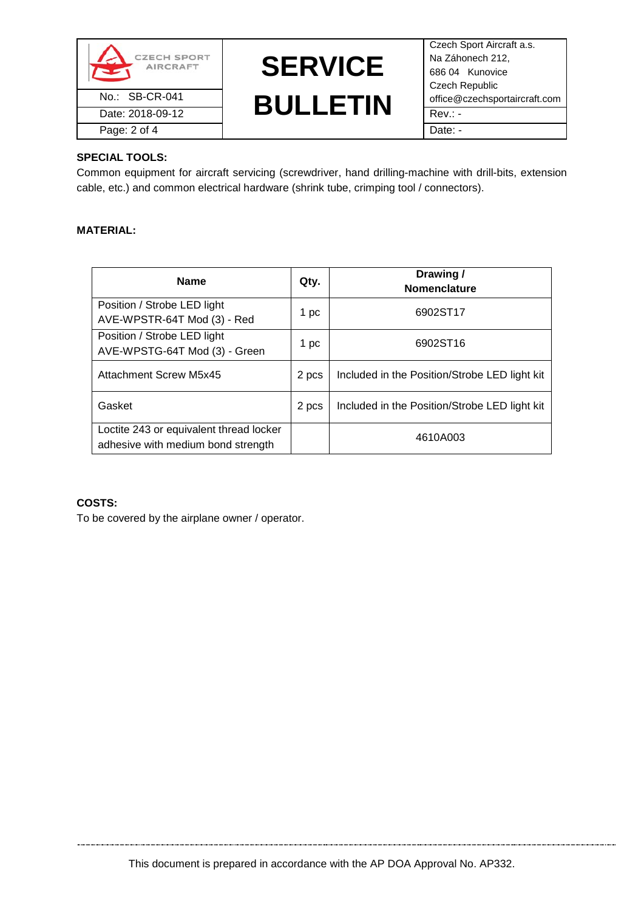**SPECIAL TOOLS:**

Common equipment for aircraft servicing (screwdriver, hand drilling-machine with drill-bits, extension cable, etc.) and common electrical hardware (shrink tube, crimping tool / connectors).

**MATERIAL:**

| Name | Qty. | Drawing / Nomenclature |
|---|---|---|
| Position / Strobe LED light AVE-WPSTR-64T Mod (3) - Red | 1 pc | 6902ST17 |
| Position / Strobe LED light AVE-WPSTG-64T Mod (3) - Green | 1 pc | 6902ST16 |
| Attachment Screw M5x45 | 2 pcs | Included in the Position/Strobe LED light kit |
| Gasket | 2 pcs | Included in the Position/Strobe LED light kit |
| Loctite 243 or equivalent thread locker adhesive with medium bond strength | | 4610A003 |

**COSTS:**

To be covered by the airplane owner / operator.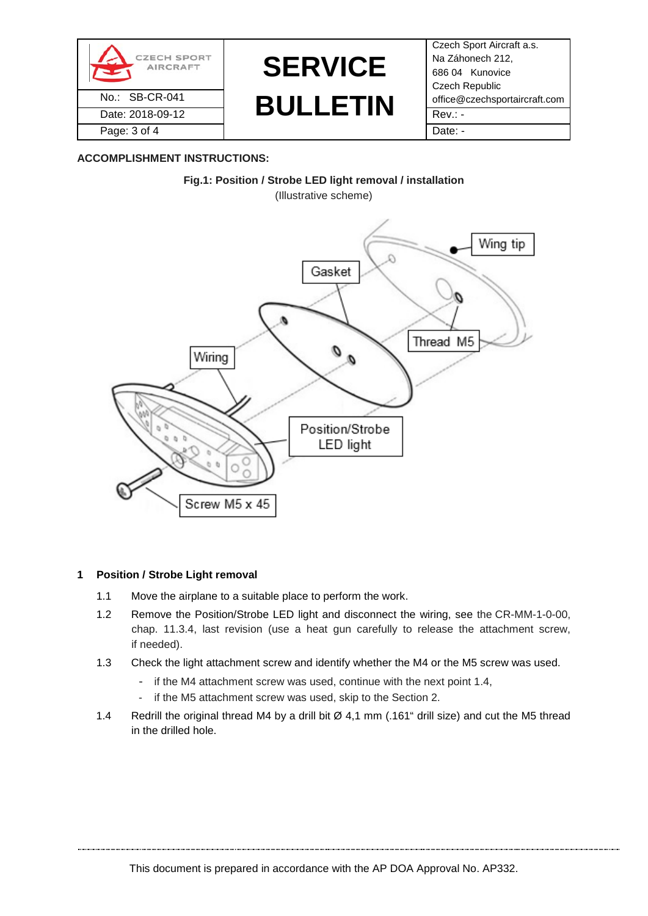**ACCOMPLISHMENT INSTRUCTIONS:**

**Fig.1: Position / Strobe LED light removal / installation**

(Illustrative scheme)

## 1 Position / Strobe Light removal

1.1 Move the airplane to a suitable place to perform the work.

1.2 Remove the Position/Strobe LED light and disconnect the wiring, see the CR-MM-1-0-00, chap. 11.3.4, last revision (use a heat gun carefully to release the attachment screw, if needed).

1.3 Check the light attachment screw and identify whether the M4 or the M5 screw was used.

- if the M4 attachment screw was used, continue with the next point 1.4,
- if the M5 attachment screw was used, skip to the Section 2.

1.4 Redrill the original thread M4 by a drill bit Ø 4,1 mm (.161" drill size) and cut the M5 thread in the drilled hole.

This document is prepared in accordance with the AP DOA Approval No. AP332.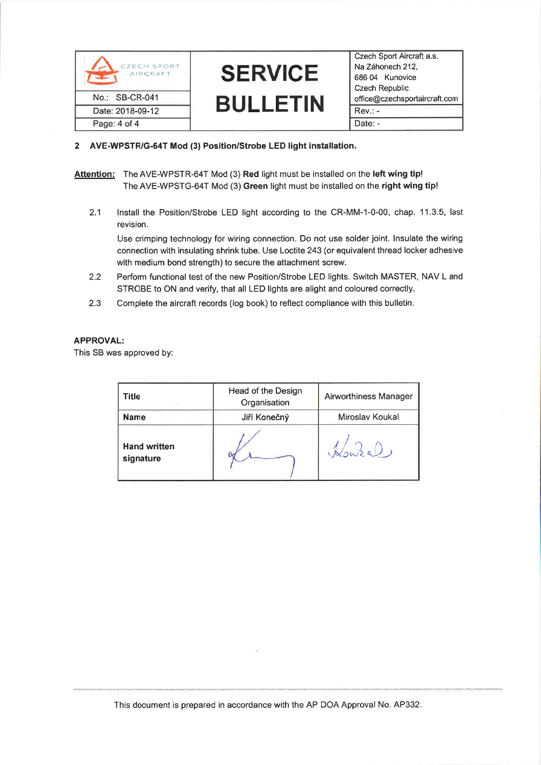## 2 AVE-WPSTR/G-64T Mod (3) Position/Strobe LED light installation.

**Attention:** The AVE-WPSTR-64T Mod (3) **Red** light must be installed on the **left wing tip!**
The AVE-WPSTG-64T Mod (3) **Green** light must be installed on the **right wing tip!**

2.1 Install the Position/Strobe LED light according to the CR-MM-1-0-00, chap. 11.3.5, last revision.

Use crimping technology for wiring connection. Do not use solder joint. Insulate the wiring connection with insulating shrink tube. Use Loctite 243 (or equivalent thread locker adhesive with medium bond strength) to secure the attachment screw.

2.2 Perform functional test of the new Position/Strobe LED lights. Switch MASTER, NAV L and STROBE to ON and verify, that all LED lights are alight and coloured correctly.

2.3 Complete the aircraft records (log book) to reflect compliance with this bulletin.

**APPROVAL:**

This SB was approved by:

| **Title** | Head of the Design Organisation | Airworthiness Manager |
|---|---|---|
| **Name** | Jiří Konečný | Miroslav Koukal |
| **Hand written signature** | | |

This document is prepared in accordance with the AP DOA Approval No. AP332.